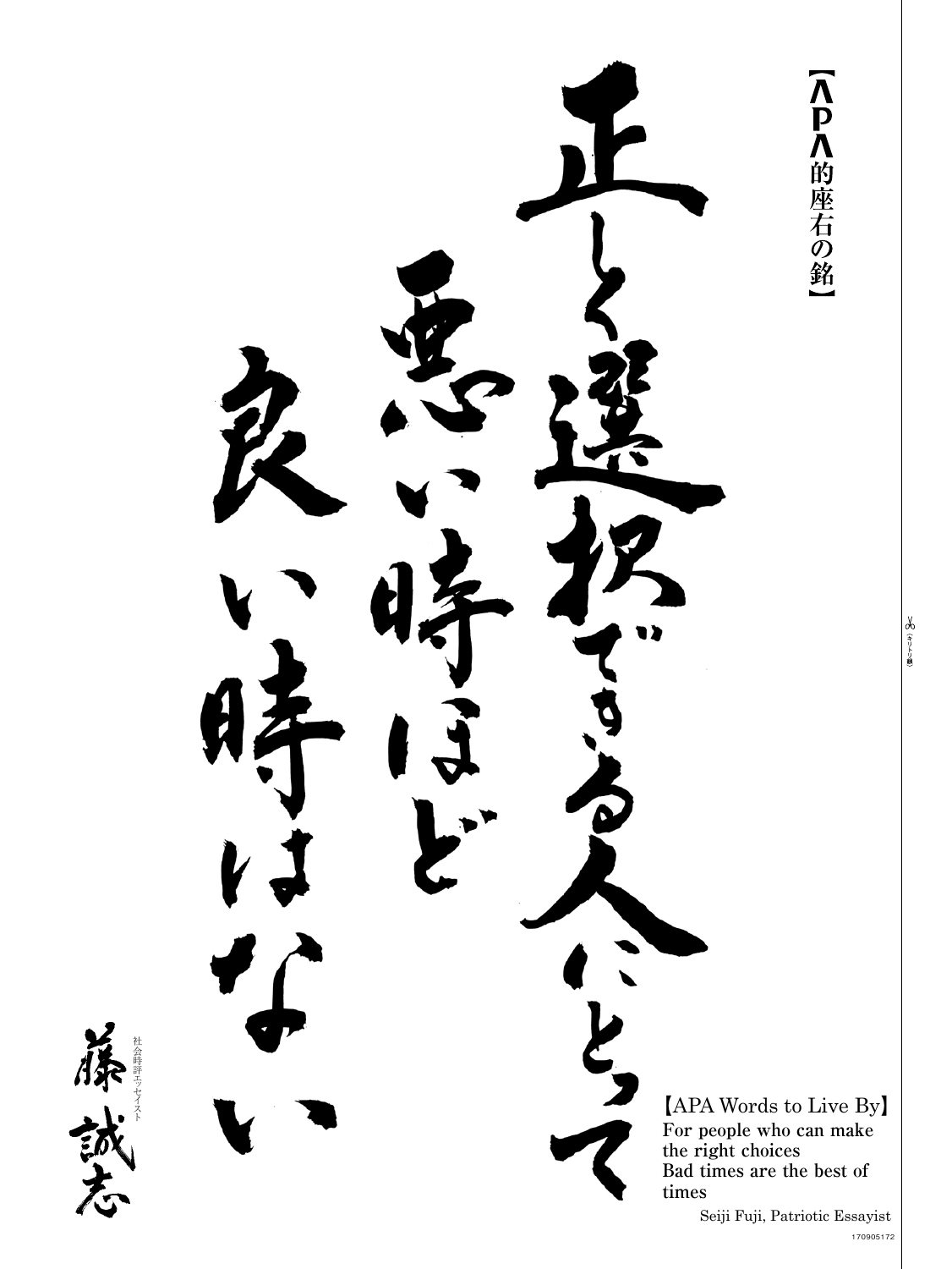【APA的座右の銘】

正しく選択できる人にとって
悪い時ほど
良い時はない

社会時評エッセイスト
藤 誠志

【APA Words to Live By】
For people who can make the right choices
Bad times are the best of times

Seiji Fuji, Patriotic Essayist

170905172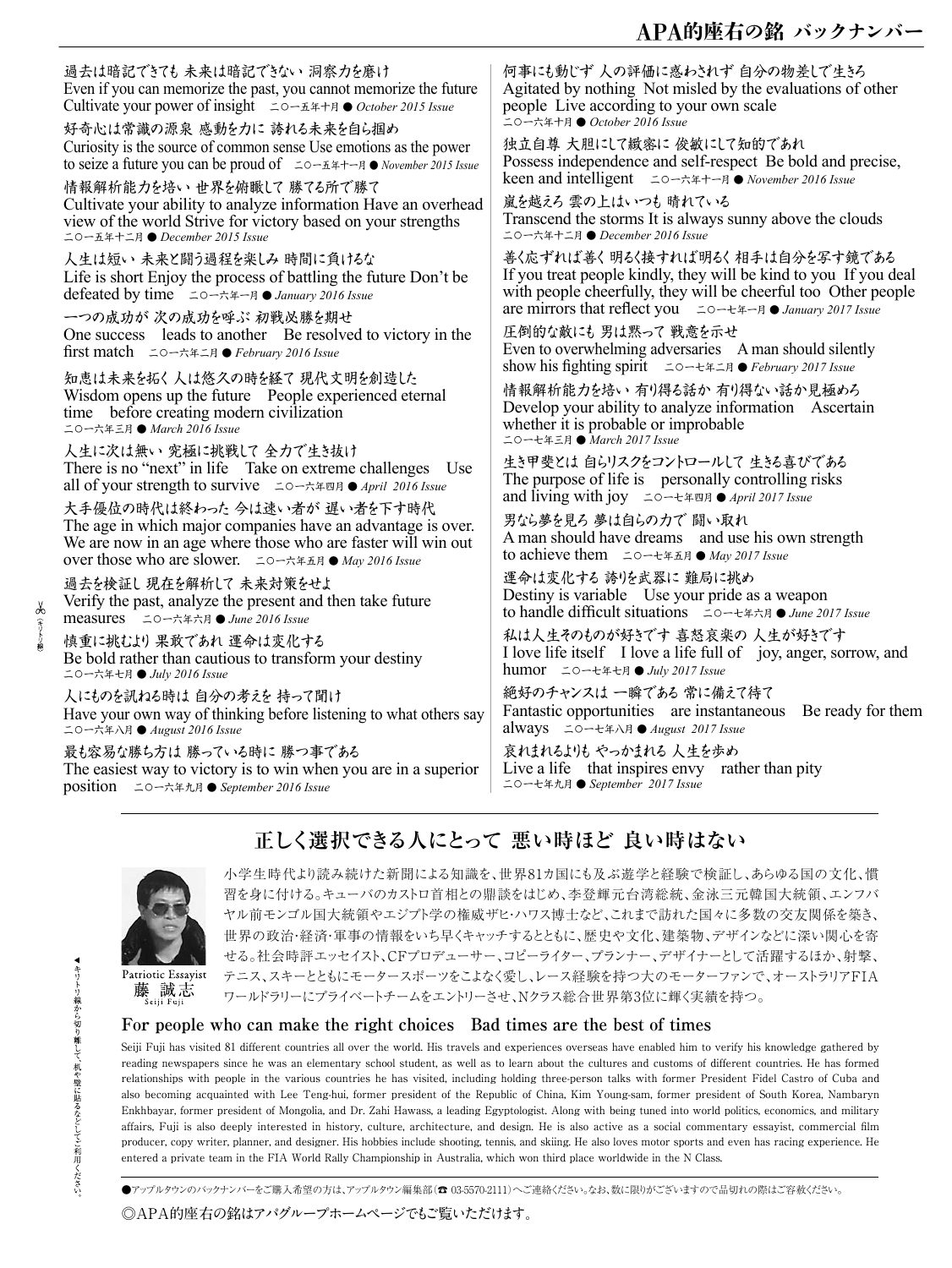# APA的座右の銘 バックナンバー

過去は暗記できても 未来は暗記できない 洞察力を磨け
Even if you can memorize the past, you cannot memorize the future Cultivate your power of insight 二〇一五年十月 ● *October 2015 Issue*

好奇心は常識の源泉 感動を力に 誇れる未来を自ら掴め
Curiosity is the source of common sense Use emotions as the power to seize a future you can be proud of 二〇一五年十一月 ● *November 2015 Issue*

情報解析能力を培い 世界を俯瞰して 勝てる所で勝て
Cultivate your ability to analyze information Have an overhead view of the world Strive for victory based on your strengths
二〇一五年十二月 ● *December 2015 Issue*

人生は短い 未来と闘う過程を楽しみ 時間に負けるな
Life is short Enjoy the process of battling the future Don't be defeated by time 二〇一六年一月 ● *January 2016 Issue*

一つの成功が 次の成功を呼ぶ 初戦必勝を期せ
One success leads to another Be resolved to victory in the first match 二〇一六年二月 ● *February 2016 Issue*

知恵は未来を拓く 人は悠久の時を経て 現代文明を創造した
Wisdom opens up the future People experienced eternal time before creating modern civilization
二〇一六年三月 ● *March 2016 Issue*

人生に次は無い 究極に挑戦して 全力で生き抜け
There is no "next" in life Take on extreme challenges Use all of your strength to survive 二〇一六年四月 ● *April 2016 Issue*

大手優位の時代は終わった 今は速い者が 遅い者を下す時代
The age in which major companies have an advantage is over. We are now in an age where those who are faster will win out over those who are slower. 二〇一六年五月 ● *May 2016 Issue*

過去を検証し 現在を解析して 未来対策をせよ
Verify the past, analyze the present and then take future measures 二〇一六年六月 ● *June 2016 Issue*

慎重に挑むより 果敢であれ 運命は変化する
Be bold rather than cautious to transform your destiny
二〇一六年七月 ● *July 2016 Issue*

人にものを訊ねる時は 自分の考えを 持って聞け
Have your own way of thinking before listening to what others say
二〇一六年八月 ● *August 2016 Issue*

最も容易な勝ち方は 勝っている時に 勝つ事である
The easiest way to victory is to win when you are in a superior position 二〇一六年九月 ● *September 2016 Issue*

何事にも動じず 人の評価に惑わされず 自分の物差しで生きろ
Agitated by nothing Not misled by the evaluations of other people Live according to your own scale
二〇一六年十月 ● *October 2016 Issue*

独立自尊 大胆にして緻密に 俊敏にして知的であれ
Possess independence and self-respect Be bold and precise, keen and intelligent 二〇一六年十一月 ● *November 2016 Issue*

嵐を越えろ 雲の上はいつも 晴れている
Transcend the storms It is always sunny above the clouds
二〇一六年十二月 ● *December 2016 Issue*

善く応ずれば善く 明るく接すれば明るく 相手は自分を写す鏡である
If you treat people kindly, they will be kind to you If you deal with people cheerfully, they will be cheerful too Other people are mirrors that reflect you 二〇一七年一月 ● *January 2017 Issue*

圧倒的な敵にも 男は黙って 戦意を示せ
Even to overwhelming adversaries A man should silently show his fighting spirit 二〇一七年二月 ● *February 2017 Issue*

情報解析能力を培い 有り得る話か 有り得ない話か見極めろ
Develop your ability to analyze information Ascertain whether it is probable or improbable
二〇一七年三月 ● *March 2017 Issue*

生き甲斐とは 自らリスクをコントロールして 生きる喜びである
The purpose of life is personally controlling risks and living with joy 二〇一七年四月 ● *April 2017 Issue*

男なら夢を見ろ 夢は自らの力で 闘い取れ
A man should have dreams and use his own strength to achieve them 二〇一七年五月 ● *May 2017 Issue*

運命は変化する 誇りを武器に 難局に挑め
Destiny is variable Use your pride as a weapon to handle difficult situations 二〇一七年六月 ● *June 2017 Issue*

私は人生そのものが好きです 喜怒哀楽の 人生が好きです
I love life itself I love a life full of joy, anger, sorrow, and humor 二〇一七年七月 ● *July 2017 Issue*

絶好のチャンスは 一瞬である 常に備えて待て
Fantastic opportunities are instantaneous Be ready for them always 二〇一七年八月 ● *August 2017 Issue*

哀れまれるよりも やっかまれる 人生を歩め
Live a life that inspires envy rather than pity
二〇一七年九月 ● *September 2017 Issue*

## 正しく選択できる人にとって 悪い時ほど 良い時はない

Patriotic Essayist
藤 誠志
Seiji Fuji

小学生時代より読み続けた新聞による知識を、世界81カ国にも及ぶ遊学と経験で検証し、あらゆる国の文化、慣習を身に付ける。キューバのカストロ首相との鼎談をはじめ、李登輝元台湾総統、金泳三元韓国大統領、エンフバヤル前モンゴル国大統領やエジプト学の権威ザヒ・ハワス博士など、これまで訪れた国々に多数の交友関係を築き、世界の政治・経済・軍事の情報をいち早くキャッチするとともに、歴史や文化、建築物、デザインなどに深い関心を寄せる。社会時評エッセイスト、CFプロデューサー、コピーライター、プランナー、デザイナーとして活躍するほか、射撃、テニス、スキーとともにモータースポーツをこよなく愛し、レース経験を持つ大のモーターファンで、オーストラリアFIAワールドラリーにプライベートチームをエントリーさせ、Nクラス総合世界第3位に輝く実績を持つ。

### For people who can make the right choices Bad times are the best of times

Seiji Fuji has visited 81 different countries all over the world. His travels and experiences overseas have enabled him to verify his knowledge gathered by reading newspapers since he was an elementary school student, as well as to learn about the cultures and customs of different countries. He has formed relationships with people in the various countries he has visited, including holding three-person talks with former President Fidel Castro of Cuba and also becoming acquainted with Lee Teng-hui, former president of the Republic of China, Kim Young-sam, former president of South Korea, Nambaryn Enkhbayar, former president of Mongolia, and Dr. Zahi Hawass, a leading Egyptologist. Along with being tuned into world politics, economics, and military affairs, Fuji is also deeply interested in history, culture, architecture, and design. He is also active as a social commentary essayist, commercial film producer, copy writer, planner, and designer. His hobbies include shooting, tennis, and skiing. He also loves motor sports and even has racing experience. He entered a private team in the FIA World Rally Championship in Australia, which won third place worldwide in the N Class.

◀キリトリ線から切り離して、机や壁に貼るなどしてご利用ください。

●アップルタウンのバックナンバーをご購入希望の方は、アップルタウン編集部(☎ 03-5570-2111)へご連絡ください。なお、数に限りがございますので品切れの際はご容赦ください。

◎APA的座右の銘はアパグループホームページでもご覧いただけます。